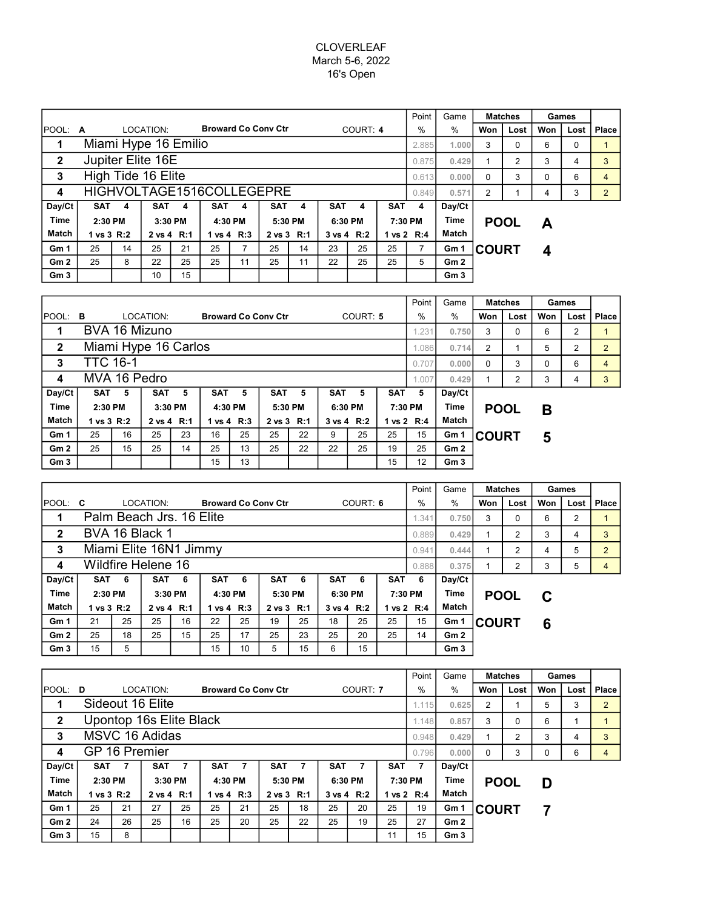CLOVERLEAF
March 5-6, 2022
16's Open

| POOL: A | LOCATION: Broward Co Conv Ctr | COURT: 4 | Point % | Game % | Matches Won | Matches Lost | Games Won | Games Lost | Place |
|---|---|---|---|---|---|---|---|---|---|
| 1 | Miami Hype 16 Emilio | | 2.885 | 1.000 | 3 | 0 | 6 | 0 | 1 |
| 2 | Jupiter Elite 16E | | 0.875 | 0.429 | 1 | 2 | 3 | 4 | 3 |
| 3 | High Tide 16 Elite | | 0.613 | 0.000 | 0 | 3 | 0 | 6 | 4 |
| 4 | HIGHVOLTAGE1516COLLEGEPRE | | 0.849 | 0.571 | 2 | 1 | 4 | 3 | 2 |

| Day/Ct | SAT 4 | | SAT 4 | | SAT 4 | | SAT 4 | | SAT 4 | | SAT 4 | | Day/Ct |
|---|---|---|---|---|---|---|---|---|---|---|---|---|---|
| Time | 2:30 PM | | 3:30 PM | | 4:30 PM | | 5:30 PM | | 6:30 PM | | 7:30 PM | | Time |
| Match | 1 vs 3 R:2 | | 2 vs 4 R:1 | | 1 vs 4 R:3 | | 2 vs 3 R:1 | | 3 vs 4 R:2 | | 1 vs 2 R:4 | | Match |
| Gm 1 | 25 | 14 | 25 | 21 | 25 | 7 | 25 | 14 | 23 | 25 | 25 | 7 | Gm 1 |
| Gm 2 | 25 | 8 | 22 | 25 | 25 | 11 | 25 | 11 | 22 | 25 | 25 | 5 | Gm 2 |
| Gm 3 | | | 10 | 15 | | | | | | | | | Gm 3 |

**POOL A**
**COURT 4**

| POOL: B | LOCATION: Broward Co Conv Ctr | COURT: 5 | Point % | Game % | Matches Won | Matches Lost | Games Won | Games Lost | Place |
|---|---|---|---|---|---|---|---|---|---|
| 1 | BVA 16 Mizuno | | 1.231 | 0.750 | 3 | 0 | 6 | 2 | 1 |
| 2 | Miami Hype 16 Carlos | | 1.086 | 0.714 | 2 | 1 | 5 | 2 | 2 |
| 3 | TTC 16-1 | | 0.707 | 0.000 | 0 | 3 | 0 | 6 | 4 |
| 4 | MVA 16 Pedro | | 1.007 | 0.429 | 1 | 2 | 3 | 4 | 3 |

| Day/Ct | SAT 5 | | SAT 5 | | SAT 5 | | SAT 5 | | SAT 5 | | SAT 5 | | Day/Ct |
|---|---|---|---|---|---|---|---|---|---|---|---|---|---|
| Time | 2:30 PM | | 3:30 PM | | 4:30 PM | | 5:30 PM | | 6:30 PM | | 7:30 PM | | Time |
| Match | 1 vs 3 R:2 | | 2 vs 4 R:1 | | 1 vs 4 R:3 | | 2 vs 3 R:1 | | 3 vs 4 R:2 | | 1 vs 2 R:4 | | Match |
| Gm 1 | 25 | 16 | 25 | 23 | 16 | 25 | 25 | 22 | 9 | 25 | 25 | 15 | Gm 1 |
| Gm 2 | 25 | 15 | 25 | 14 | 25 | 13 | 25 | 22 | 22 | 25 | 19 | 25 | Gm 2 |
| Gm 3 | | | | | 15 | 13 | | | | | 15 | 12 | Gm 3 |

**POOL B**
**COURT 5**

| POOL: C | LOCATION: Broward Co Conv Ctr | COURT: 6 | Point % | Game % | Matches Won | Matches Lost | Games Won | Games Lost | Place |
|---|---|---|---|---|---|---|---|---|---|
| 1 | Palm Beach Jrs. 16 Elite | | 1.341 | 0.750 | 3 | 0 | 6 | 2 | 1 |
| 2 | BVA 16 Black 1 | | 0.889 | 0.429 | 1 | 2 | 3 | 4 | 3 |
| 3 | Miami Elite 16N1 Jimmy | | 0.941 | 0.444 | 1 | 2 | 4 | 5 | 2 |
| 4 | Wildfire Helene 16 | | 0.888 | 0.375 | 1 | 2 | 3 | 5 | 4 |

| Day/Ct | SAT 6 | | SAT 6 | | SAT 6 | | SAT 6 | | SAT 6 | | SAT 6 | | Day/Ct |
|---|---|---|---|---|---|---|---|---|---|---|---|---|---|
| Time | 2:30 PM | | 3:30 PM | | 4:30 PM | | 5:30 PM | | 6:30 PM | | 7:30 PM | | Time |
| Match | 1 vs 3 R:2 | | 2 vs 4 R:1 | | 1 vs 4 R:3 | | 2 vs 3 R:1 | | 3 vs 4 R:2 | | 1 vs 2 R:4 | | Match |
| Gm 1 | 21 | 25 | 25 | 16 | 22 | 25 | 19 | 25 | 18 | 25 | 25 | 15 | Gm 1 |
| Gm 2 | 25 | 18 | 25 | 15 | 25 | 17 | 25 | 23 | 25 | 20 | 25 | 14 | Gm 2 |
| Gm 3 | 15 | 5 | | | 15 | 10 | 5 | 15 | 6 | 15 | | | Gm 3 |

**POOL C**
**COURT 6**

| POOL: D | LOCATION: Broward Co Conv Ctr | COURT: 7 | Point % | Game % | Matches Won | Matches Lost | Games Won | Games Lost | Place |
|---|---|---|---|---|---|---|---|---|---|
| 1 | Sideout 16 Elite | | 1.115 | 0.625 | 2 | 1 | 5 | 3 | 2 |
| 2 | Upontop 16s Elite Black | | 1.148 | 0.857 | 3 | 0 | 6 | 1 | 1 |
| 3 | MSVC 16 Adidas | | 0.948 | 0.429 | 1 | 2 | 3 | 4 | 3 |
| 4 | GP 16 Premier | | 0.796 | 0.000 | 0 | 3 | 0 | 6 | 4 |

| Day/Ct | SAT 7 | | SAT 7 | | SAT 7 | | SAT 7 | | SAT 7 | | SAT 7 | | Day/Ct |
|---|---|---|---|---|---|---|---|---|---|---|---|---|---|
| Time | 2:30 PM | | 3:30 PM | | 4:30 PM | | 5:30 PM | | 6:30 PM | | 7:30 PM | | Time |
| Match | 1 vs 3 R:2 | | 2 vs 4 R:1 | | 1 vs 4 R:3 | | 2 vs 3 R:1 | | 3 vs 4 R:2 | | 1 vs 2 R:4 | | Match |
| Gm 1 | 25 | 21 | 27 | 25 | 25 | 21 | 25 | 18 | 25 | 20 | 25 | 19 | Gm 1 |
| Gm 2 | 24 | 26 | 25 | 16 | 25 | 20 | 25 | 22 | 25 | 19 | 25 | 27 | Gm 2 |
| Gm 3 | 15 | 8 | | | | | | | | | 11 | 15 | Gm 3 |

**POOL D**
**COURT 7**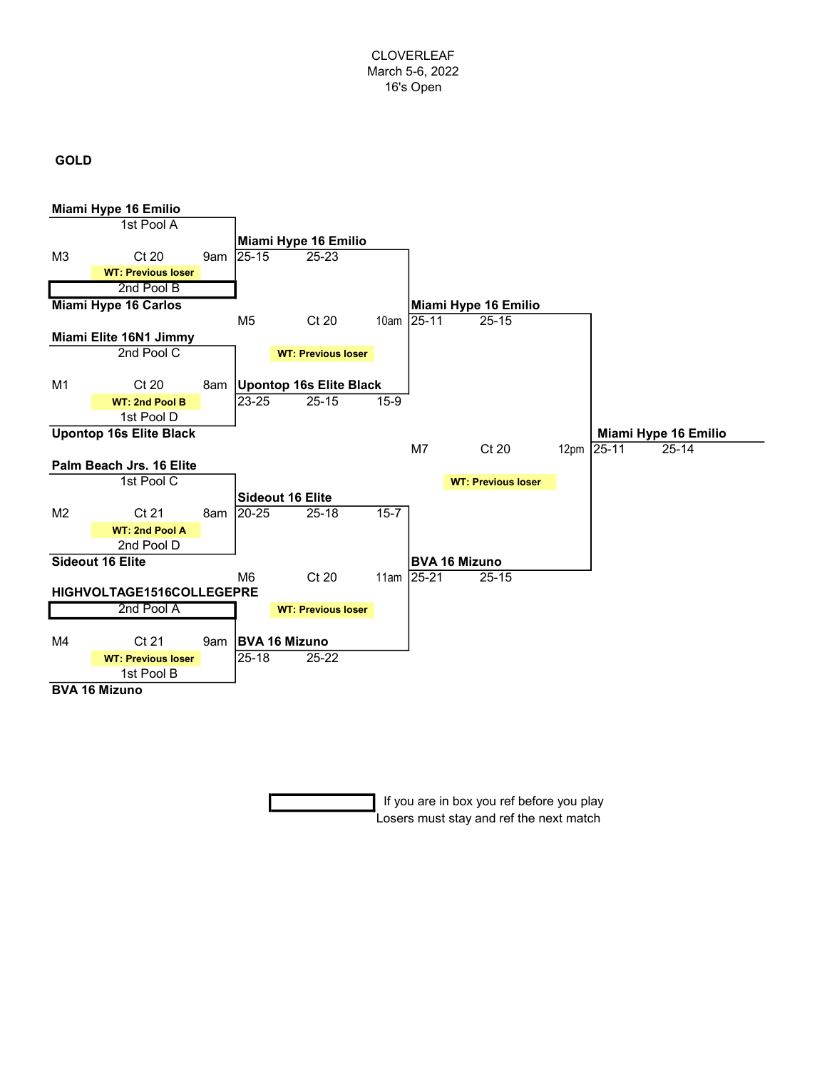CLOVERLEAF
March 5-6, 2022
16's Open

**GOLD**

**Round 1**

| Match | Court | Time | Team 1 | Team 2 | Work Team |
|---|---|---|---|---|---|
| M3 | Ct 20 | 9am | **Miami Hype 16 Emilio** (1st Pool A) | **Miami Hype 16 Carlos** (2nd Pool B) | WT: Previous loser |
| M1 | Ct 20 | 8am | **Miami Elite 16N1 Jimmy** (2nd Pool C) | **Upontop 16s Elite Black** (1st Pool D) | WT: 2nd Pool B |
| M2 | Ct 21 | 8am | **Palm Beach Jrs. 16 Elite** (1st Pool C) | **Sideout 16 Elite** (2nd Pool D) | WT: 2nd Pool A |
| M4 | Ct 21 | 9am | **HIGHVOLTAGE1516COLLEGEPRE** (2nd Pool A) | **BVA 16 Mizuno** (1st Pool B) | WT: Previous loser |

**Round 1 Results**

| Winner | Scores | | |
|---|---|---|---|
| **Miami Hype 16 Emilio** | 25-15 | 25-23 | |
| **Upontop 16s Elite Black** | 23-25 | 25-15 | 15-9 |
| **Sideout 16 Elite** | 20-25 | 25-18 | 15-7 |
| **BVA 16 Mizuno** | 25-18 | 25-22 | |

**Semifinals**

| Match | Court | Time | Teams | Work Team |
|---|---|---|---|---|
| M5 | Ct 20 | 10am | Miami Hype 16 Emilio vs. Upontop 16s Elite Black | WT: Previous loser |
| M6 | Ct 20 | 11am | Sideout 16 Elite vs. BVA 16 Mizuno | WT: Previous loser |

**Semifinal Results**

| Winner | Scores | |
|---|---|---|
| **Miami Hype 16 Emilio** | 25-11 | 25-15 |
| **BVA 16 Mizuno** | 25-21 | 25-15 |

**Final**

| Match | Court | Time | Teams | Work Team |
|---|---|---|---|---|
| M7 | Ct 20 | 12pm | Miami Hype 16 Emilio vs. BVA 16 Mizuno | WT: Previous loser |

**Champion: Miami Hype 16 Emilio** — 25-11, 25-14

If you are in box you ref before you play (boxed: Miami Hype 16 Carlos – 2nd Pool B; HIGHVOLTAGE1516COLLEGEPRE – 2nd Pool A)

Losers must stay and ref the next match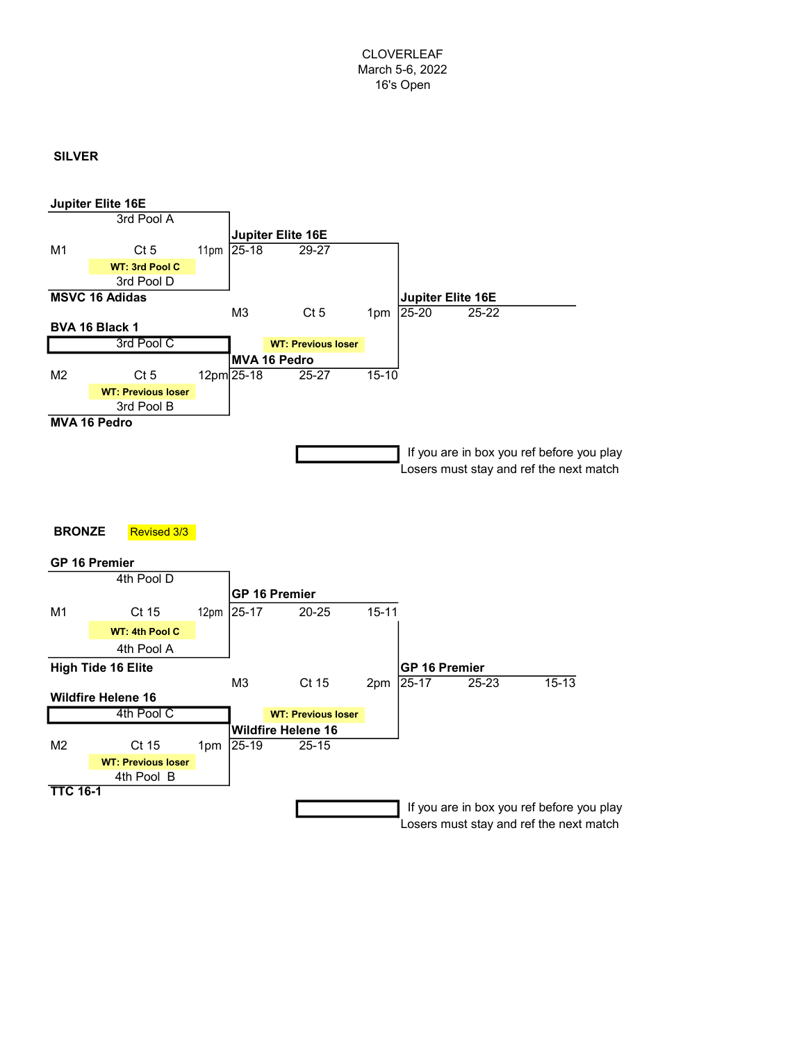CLOVERLEAF
March 5-6, 2022
16's Open

**SILVER**

**Jupiter Elite 16E**
3rd Pool A

M1 Ct 5 11pm
WT: 3rd Pool C
3rd Pool D
**MSVC 16 Adidas**

**Jupiter Elite 16E**
25-18 29-27

M3 Ct 5 1pm
WT: Previous loser

**Jupiter Elite 16E**
25-20 25-22

**BVA 16 Black 1**
3rd Pool C

M2 Ct 5 12pm
WT: Previous loser
3rd Pool B
**MVA 16 Pedro**

**MVA 16 Pedro**
25-18 25-27 15-10

If you are in box you ref before you play
Losers must stay and ref the next match

**BRONZE** Revised 3/3

**GP 16 Premier**
4th Pool D

M1 Ct 15 12pm
WT: 4th Pool C
4th Pool A
**High Tide 16 Elite**

**GP 16 Premier**
25-17 20-25 15-11

M3 Ct 15 2pm
WT: Previous loser

**GP 16 Premier**
25-17 25-23 15-13

**Wildfire Helene 16**
4th Pool C

M2 Ct 15 1pm
WT: Previous loser
4th Pool B
**TTC 16-1**

**Wildfire Helene 16**
25-19 25-15

If you are in box you ref before you play
Losers must stay and ref the next match